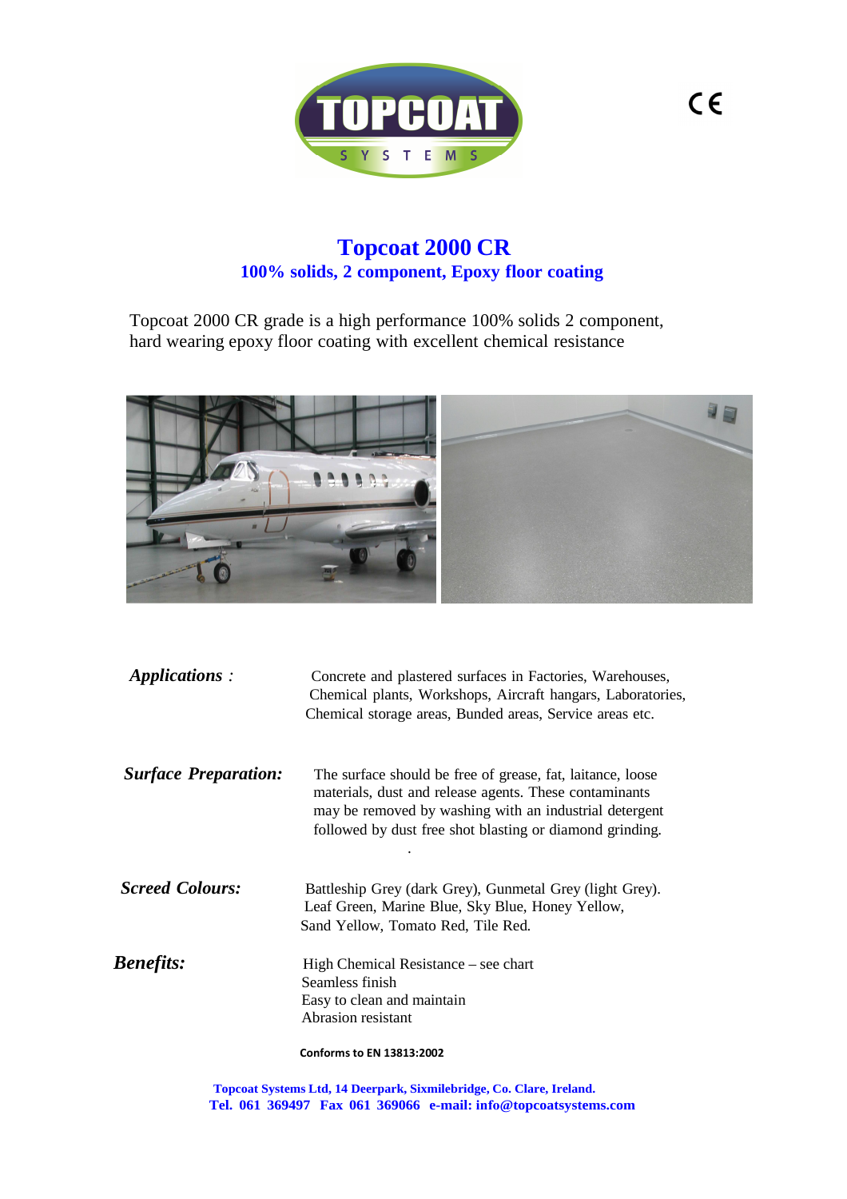# Topcoat 2000 CR

## 100% solids, 2 component, Epoxy floor coating

Topcoat 2000 CR grade is a high performance 100% solids 2 component, hard wearing epoxy floor coating with excellent chemical resistance

***Applications :*** Concrete and plastered surfaces in Factories, Warehouses, Chemical plants, Workshops, Aircraft hangars, Laboratories, Chemical storage areas, Bunded areas, Service areas etc.

***Surface Preparation:*** The surface should be free of grease, fat, laitance, loose materials, dust and release agents. These contaminants may be removed by washing with an industrial detergent followed by dust free shot blasting or diamond grinding.

***Screed Colours:*** Battleship Grey (dark Grey), Gunmetal Grey (light Grey). Leaf Green, Marine Blue, Sky Blue, Honey Yellow, Sand Yellow, Tomato Red, Tile Red.

***Benefits:***
High Chemical Resistance – see chart
Seamless finish
Easy to clean and maintain
Abrasion resistant

**Conforms to EN 13813:2002**

**Topcoat Systems Ltd, 14 Deerpark, Sixmilebridge, Co. Clare, Ireland.**
**Tel. 061 369497 Fax 061 369066 e-mail: info@topcoatsystems.com**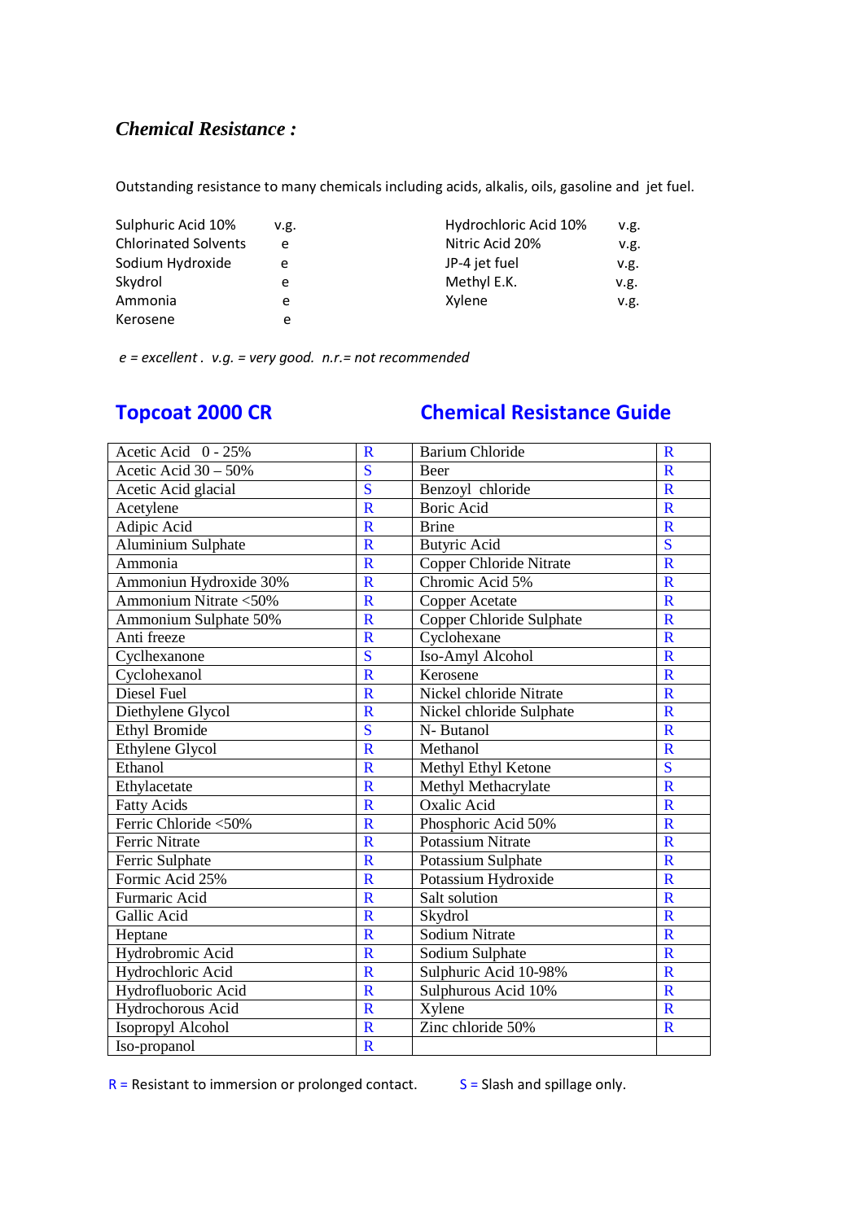### *Chemical Resistance :*

Outstanding resistance to many chemicals including acids, alkalis, oils, gasoline and jet fuel.

| | | | |
|---|---|---|---|
| Sulphuric Acid 10% | v.g. | Hydrochloric Acid 10% | v.g. |
| Chlorinated Solvents | e | Nitric Acid 20% | v.g. |
| Sodium Hydroxide | e | JP-4 jet fuel | v.g. |
| Skydrol | e | Methyl E.K. | v.g. |
| Ammonia | e | Xylene | v.g. |
| Kerosene | e | | |

*e = excellent . v.g. = very good. n.r.= not recommended*

## Topcoat 2000 CR Chemical Resistance Guide

| | | | |
|---|---|---|---|
| Acetic Acid 0 - 25% | R | Barium Chloride | R |
| Acetic Acid 30 – 50% | S | Beer | R |
| Acetic Acid glacial | S | Benzoyl chloride | R |
| Acetylene | R | Boric Acid | R |
| Adipic Acid | R | Brine | R |
| Aluminium Sulphate | R | Butyric Acid | S |
| Ammonia | R | Copper Chloride Nitrate | R |
| Ammoniun Hydroxide 30% | R | Chromic Acid 5% | R |
| Ammonium Nitrate <50% | R | Copper Acetate | R |
| Ammonium Sulphate 50% | R | Copper Chloride Sulphate | R |
| Anti freeze | R | Cyclohexane | R |
| Cyclhexanone | S | Iso-Amyl Alcohol | R |
| Cyclohexanol | R | Kerosene | R |
| Diesel Fuel | R | Nickel chloride Nitrate | R |
| Diethylene Glycol | R | Nickel chloride Sulphate | R |
| Ethyl Bromide | S | N- Butanol | R |
| Ethylene Glycol | R | Methanol | R |
| Ethanol | R | Methyl Ethyl Ketone | S |
| Ethylacetate | R | Methyl Methacrylate | R |
| Fatty Acids | R | Oxalic Acid | R |
| Ferric Chloride <50% | R | Phosphoric Acid 50% | R |
| Ferric Nitrate | R | Potassium Nitrate | R |
| Ferric Sulphate | R | Potassium Sulphate | R |
| Formic Acid 25% | R | Potassium Hydroxide | R |
| Furmaric Acid | R | Salt solution | R |
| Gallic Acid | R | Skydrol | R |
| Heptane | R | Sodium Nitrate | R |
| Hydrobromic Acid | R | Sodium Sulphate | R |
| Hydrochloric Acid | R | Sulphuric Acid 10-98% | R |
| Hydrofluoboric Acid | R | Sulphurous Acid 10% | R |
| Hydrochorous Acid | R | Xylene | R |
| Isopropyl Alcohol | R | Zinc chloride 50% | R |
| Iso-propanol | R | | |

R = Resistant to immersion or prolonged contact. S = Slash and spillage only.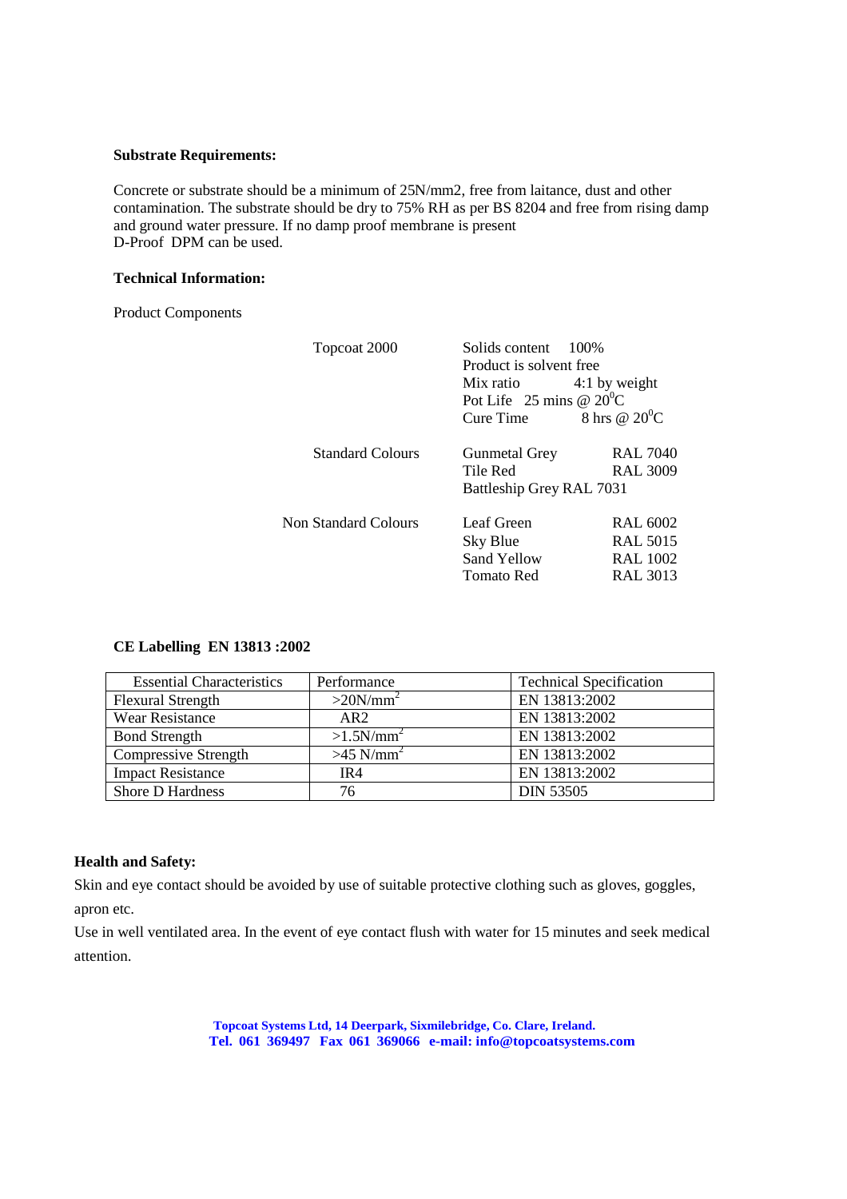**Substrate Requirements:**

Concrete or substrate should be a minimum of 25N/mm2, free from laitance, dust and other contamination. The substrate should be dry to 75% RH as per BS 8204 and free from rising damp and ground water pressure. If no damp proof membrane is present D-Proof DPM can be used.

**Technical Information:**

Product Components

| | |
|---|---|
| Topcoat 2000 | Solids content 100%<br>Product is solvent free<br>Mix ratio 4:1 by weight<br>Pot Life 25 mins @ $20^0$C<br>Cure Time 8 hrs @ $20^0$C |
| Standard Colours | Gunmetal Grey RAL 7040<br>Tile Red RAL 3009<br>Battleship Grey RAL 7031 |
| Non Standard Colours | Leaf Green RAL 6002<br>Sky Blue RAL 5015<br>Sand Yellow RAL 1002<br>Tomato Red RAL 3013 |

**CE Labelling EN 13813 :2002**

| Essential Characteristics | Performance | Technical Specification |
|---|---|---|
| Flexural Strength | >20N/mm$^2$ | EN 13813:2002 |
| Wear Resistance | AR2 | EN 13813:2002 |
| Bond Strength | >1.5N/mm$^2$ | EN 13813:2002 |
| Compressive Strength | >45 N/mm$^2$ | EN 13813:2002 |
| Impact Resistance | IR4 | EN 13813:2002 |
| Shore D Hardness | 76 | DIN 53505 |

**Health and Safety:**

Skin and eye contact should be avoided by use of suitable protective clothing such as gloves, goggles, apron etc.

Use in well ventilated area. In the event of eye contact flush with water for 15 minutes and seek medical attention.

**Topcoat Systems Ltd, 14 Deerpark, Sixmilebridge, Co. Clare, Ireland.**
**Tel. 061 369497 Fax 061 369066 e-mail: info@topcoatsystems.com**